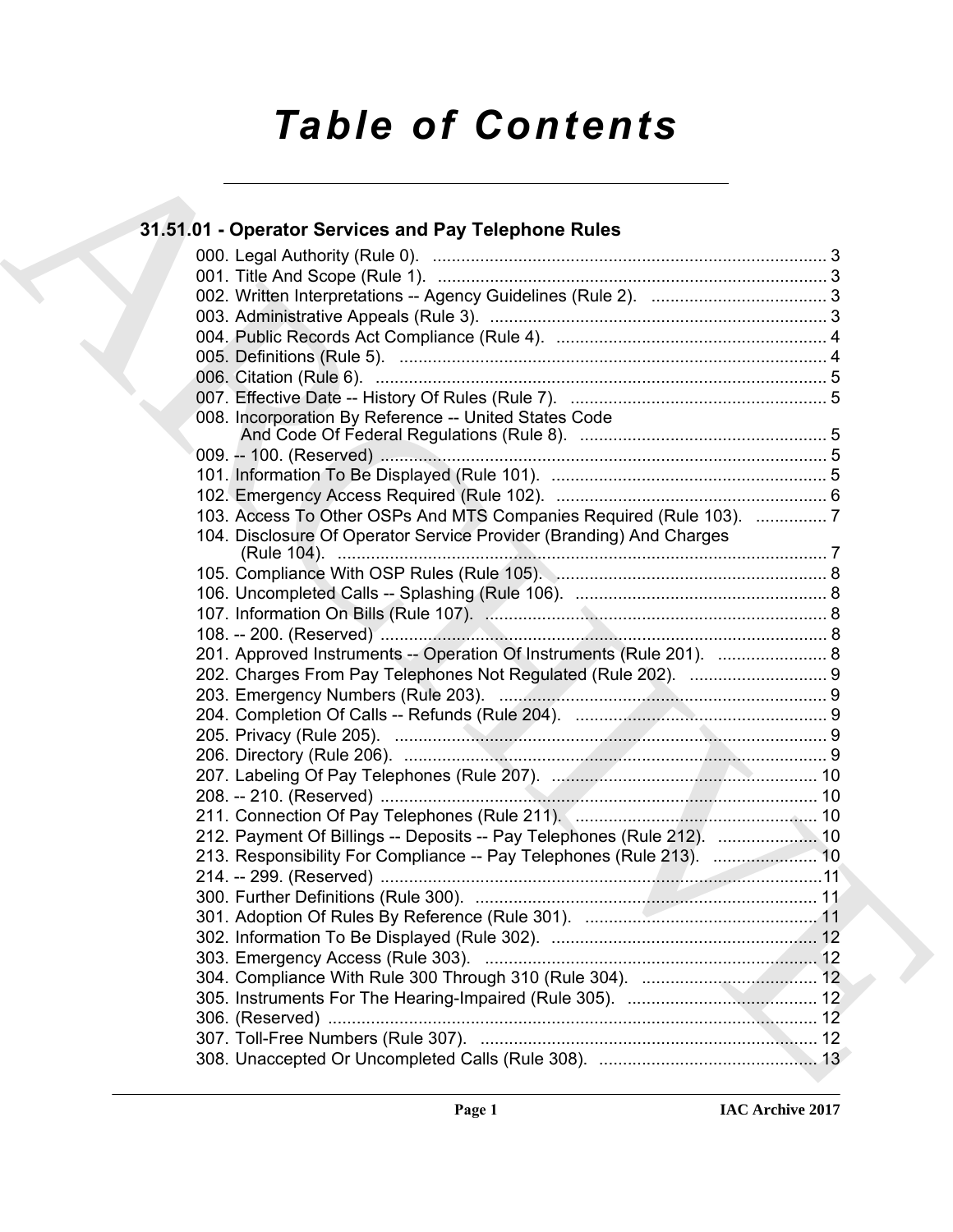# Table of Contents

## 31.51.01 - Operator Services and Pay Telephone Rules

000. Legal Authority (Rule 0). .................................................................................... 3
001. Title And Scope (Rule 1). ................................................................................... 3
002. Written Interpretations -- Agency Guidelines (Rule 2). ..................................... 3
003. Administrative Appeals (Rule 3). ........................................................................ 3
004. Public Records Act Compliance (Rule 4). .......................................................... 4
005. Definitions (Rule 5). ........................................................................................... 4
006. Citation (Rule 6). ................................................................................................ 5
007. Effective Date -- History Of Rules (Rule 7). ....................................................... 5
008. Incorporation By Reference -- United States Code And Code Of Federal Regulations (Rule 8). ..................................................... 5
009. -- 100. (Reserved) ................................................................................................ 5
101. Information To Be Displayed (Rule 101). ........................................................... 5
102. Emergency Access Required (Rule 102). .......................................................... 6
103. Access To Other OSPs And MTS Companies Required (Rule 103). ............... 7
104. Disclosure Of Operator Service Provider (Branding) And Charges (Rule 104). ........................................................................................................ 7
105. Compliance With OSP Rules (Rule 105). .......................................................... 8
106. Uncompleted Calls -- Splashing (Rule 106). ...................................................... 8
107. Information On Bills (Rule 107). ......................................................................... 8
108. -- 200. (Reserved) ................................................................................................ 8
201. Approved Instruments -- Operation Of Instruments (Rule 201). ....................... 8
202. Charges From Pay Telephones Not Regulated (Rule 202). ............................. 9
203. Emergency Numbers (Rule 203). ...................................................................... 9
204. Completion Of Calls -- Refunds (Rule 204). ...................................................... 9
205. Privacy (Rule 205). ............................................................................................. 9
206. Directory (Rule 206). .......................................................................................... 9
207. Labeling Of Pay Telephones (Rule 207). ......................................................... 10
208. -- 210. (Reserved) .............................................................................................. 10
211. Connection Of Pay Telephones (Rule 211). .................................................... 10
212. Payment Of Billings -- Deposits -- Pay Telephones (Rule 212). ..................... 10
213. Responsibility For Compliance -- Pay Telephones (Rule 213). ...................... 10
214. -- 299. (Reserved) ..............................................................................................11
300. Further Definitions (Rule 300). ......................................................................... 11
301. Adoption Of Rules By Reference (Rule 301). .................................................. 11
302. Information To Be Displayed (Rule 302). ........................................................ 12
303. Emergency Access (Rule 303). ....................................................................... 12
304. Compliance With Rule 300 Through 310 (Rule 304). ..................................... 12
305. Instruments For The Hearing-Impaired (Rule 305). ........................................ 12
306. (Reserved) ........................................................................................................ 12
307. Toll-Free Numbers (Rule 307). ........................................................................ 12
308. Unaccepted Or Uncompleted Calls (Rule 308). .............................................. 13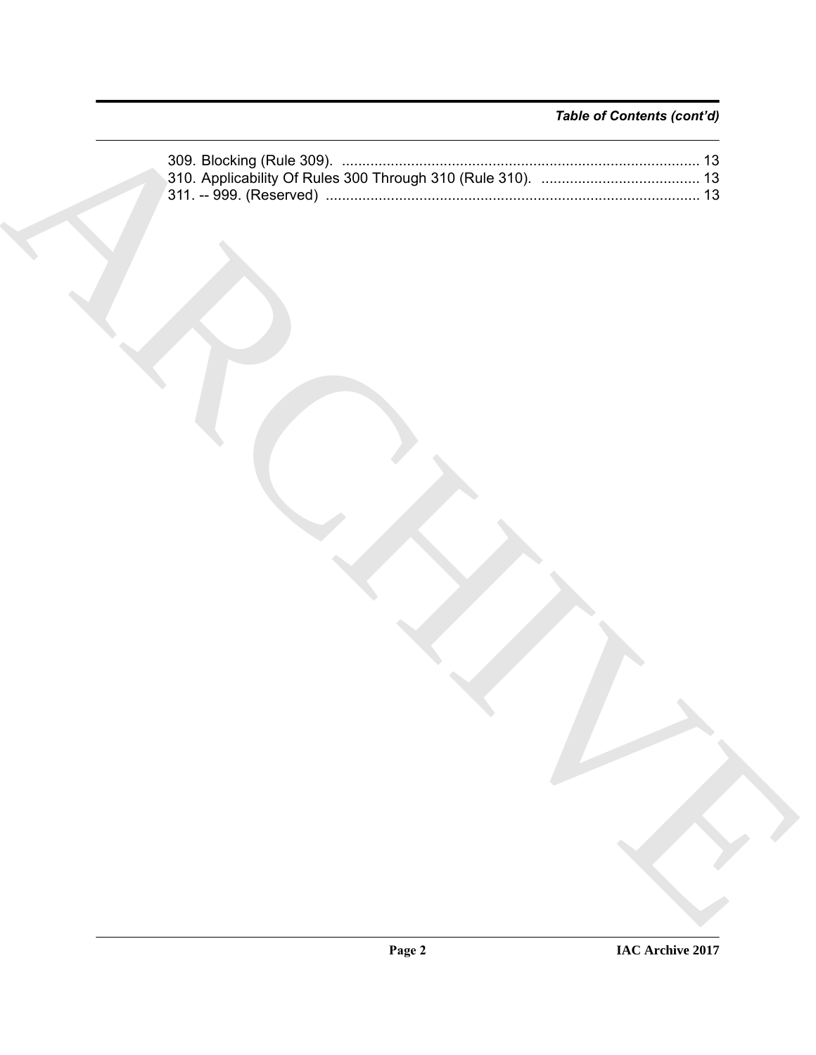*Table of Contents (cont'd)*

309. Blocking (Rule 309). ........................................................................................ 13
310. Applicability Of Rules 300 Through 310 (Rule 310). ....................................... 13
311. -- 999. (Reserved) ........................................................................................... 13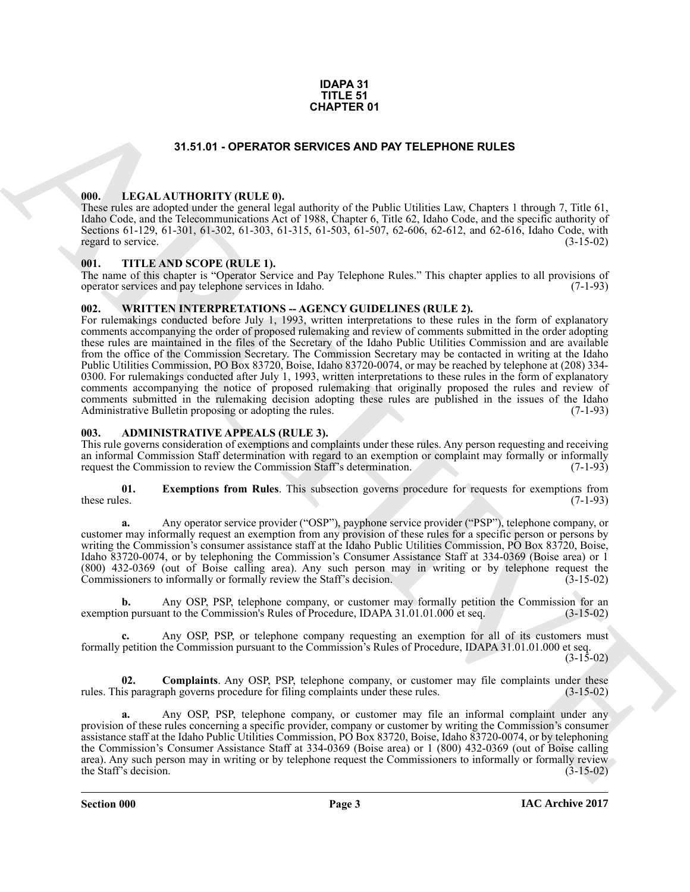# IDAPA 31
# TITLE 51
# CHAPTER 01

## 31.51.01 - OPERATOR SERVICES AND PAY TELEPHONE RULES

### 000. LEGAL AUTHORITY (RULE 0).

These rules are adopted under the general legal authority of the Public Utilities Law, Chapters 1 through 7, Title 61, Idaho Code, and the Telecommunications Act of 1988, Chapter 6, Title 62, Idaho Code, and the specific authority of Sections 61-129, 61-301, 61-302, 61-303, 61-315, 61-503, 61-507, 62-606, 62-612, and 62-616, Idaho Code, with regard to service. (3-15-02)

### 001. TITLE AND SCOPE (RULE 1).

The name of this chapter is "Operator Service and Pay Telephone Rules." This chapter applies to all provisions of operator services and pay telephone services in Idaho. (7-1-93)

### 002. WRITTEN INTERPRETATIONS -- AGENCY GUIDELINES (RULE 2).

For rulemakings conducted before July 1, 1993, written interpretations to these rules in the form of explanatory comments accompanying the order of proposed rulemaking and review of comments submitted in the order adopting these rules are maintained in the files of the Secretary of the Idaho Public Utilities Commission and are available from the office of the Commission Secretary. The Commission Secretary may be contacted in writing at the Idaho Public Utilities Commission, PO Box 83720, Boise, Idaho 83720-0074, or may be reached by telephone at (208) 334-0300. For rulemakings conducted after July 1, 1993, written interpretations to these rules in the form of explanatory comments accompanying the notice of proposed rulemaking that originally proposed the rules and review of comments submitted in the rulemaking decision adopting these rules are published in the issues of the Idaho Administrative Bulletin proposing or adopting the rules. (7-1-93)

### 003. ADMINISTRATIVE APPEALS (RULE 3).

This rule governs consideration of exemptions and complaints under these rules. Any person requesting and receiving an informal Commission Staff determination with regard to an exemption or complaint may formally or informally request the Commission to review the Commission Staff's determination. (7-1-93)

**01. Exemptions from Rules**. This subsection governs procedure for requests for exemptions from these rules. (7-1-93)

**a.** Any operator service provider ("OSP"), payphone service provider ("PSP"), telephone company, or customer may informally request an exemption from any provision of these rules for a specific person or persons by writing the Commission's consumer assistance staff at the Idaho Public Utilities Commission, PO Box 83720, Boise, Idaho 83720-0074, or by telephoning the Commission's Consumer Assistance Staff at 334-0369 (Boise area) or 1 (800) 432-0369 (out of Boise calling area). Any such person may in writing or by telephone request the Commissioners to informally or formally review the Staff's decision. (3-15-02)

**b.** Any OSP, PSP, telephone company, or customer may formally petition the Commission for an exemption pursuant to the Commission's Rules of Procedure, IDAPA 31.01.01.000 et seq. (3-15-02)

**c.** Any OSP, PSP, or telephone company requesting an exemption for all of its customers must formally petition the Commission pursuant to the Commission's Rules of Procedure, IDAPA 31.01.01.000 et seq. (3-15-02)

**02. Complaints**. Any OSP, PSP, telephone company, or customer may file complaints under these rules. This paragraph governs procedure for filing complaints under these rules. (3-15-02)

**a.** Any OSP, PSP, telephone company, or customer may file an informal complaint under any provision of these rules concerning a specific provider, company or customer by writing the Commission's consumer assistance staff at the Idaho Public Utilities Commission, PO Box 83720, Boise, Idaho 83720-0074, or by telephoning the Commission's Consumer Assistance Staff at 334-0369 (Boise area) or 1 (800) 432-0369 (out of Boise calling area). Any such person may in writing or by telephone request the Commissioners to informally or formally review the Staff's decision. (3-15-02)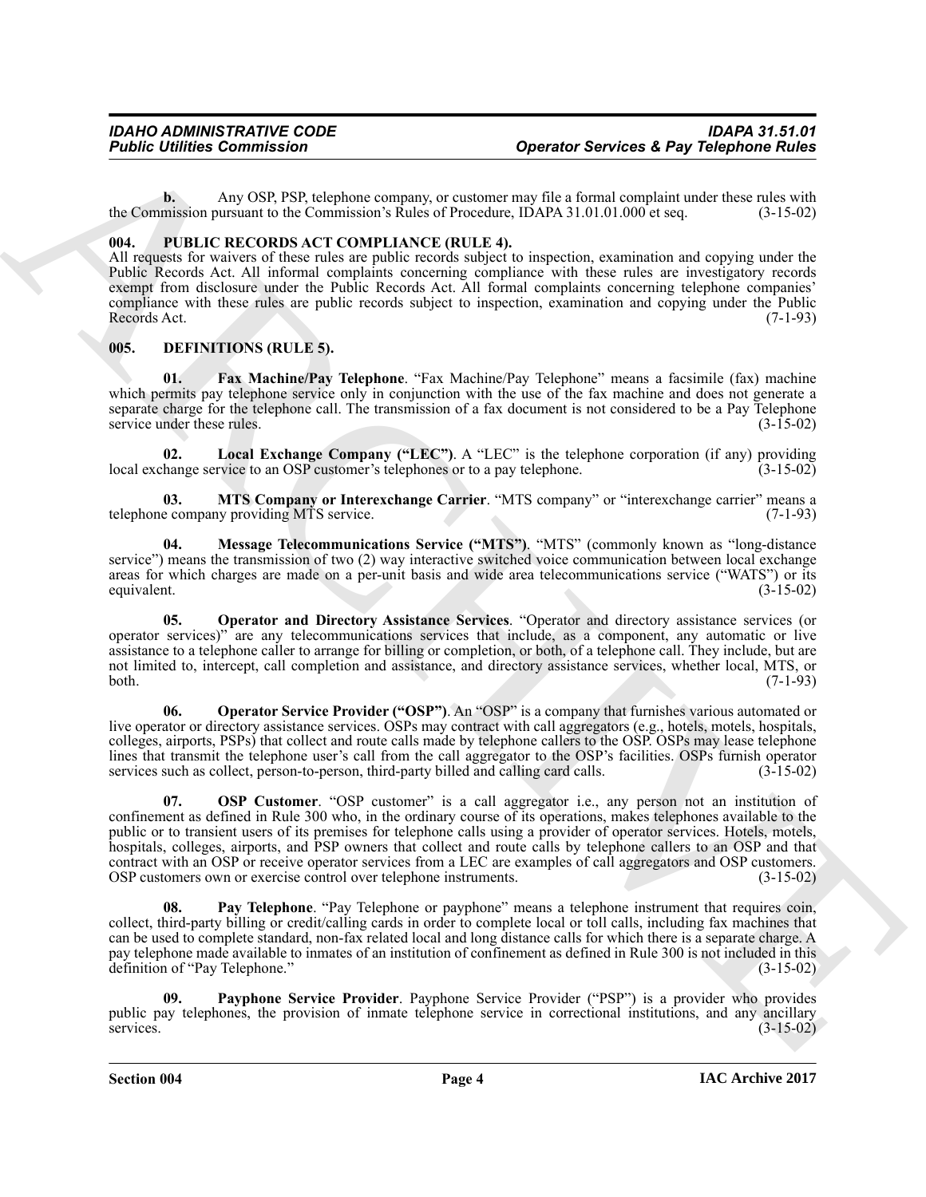**b.** Any OSP, PSP, telephone company, or customer may file a formal complaint under these rules with the Commission pursuant to the Commission's Rules of Procedure, IDAPA 31.01.01.000 et seq. (3-15-02)

## 004. PUBLIC RECORDS ACT COMPLIANCE (RULE 4).

All requests for waivers of these rules are public records subject to inspection, examination and copying under the Public Records Act. All informal complaints concerning compliance with these rules are investigatory records exempt from disclosure under the Public Records Act. All formal complaints concerning telephone companies' compliance with these rules are public records subject to inspection, examination and copying under the Public Records Act. (7-1-93)

## 005. DEFINITIONS (RULE 5).

**01. Fax Machine/Pay Telephone**. "Fax Machine/Pay Telephone" means a facsimile (fax) machine which permits pay telephone service only in conjunction with the use of the fax machine and does not generate a separate charge for the telephone call. The transmission of a fax document is not considered to be a Pay Telephone service under these rules. (3-15-02)

**02. Local Exchange Company ("LEC")**. A "LEC" is the telephone corporation (if any) providing local exchange service to an OSP customer's telephones or to a pay telephone. (3-15-02)

**03. MTS Company or Interexchange Carrier**. "MTS company" or "interexchange carrier" means a telephone company providing MTS service. (7-1-93)

**04. Message Telecommunications Service ("MTS")**. "MTS" (commonly known as "long-distance service") means the transmission of two (2) way interactive switched voice communication between local exchange areas for which charges are made on a per-unit basis and wide area telecommunications service ("WATS") or its equivalent. (3-15-02)

**05. Operator and Directory Assistance Services**. "Operator and directory assistance services (or operator services)" are any telecommunications services that include, as a component, any automatic or live assistance to a telephone caller to arrange for billing or completion, or both, of a telephone call. They include, but are not limited to, intercept, call completion and assistance, and directory assistance services, whether local, MTS, or both. (7-1-93)

**06. Operator Service Provider ("OSP")**. An "OSP" is a company that furnishes various automated or live operator or directory assistance services. OSPs may contract with call aggregators (e.g., hotels, motels, hospitals, colleges, airports, PSPs) that collect and route calls made by telephone callers to the OSP. OSPs may lease telephone lines that transmit the telephone user's call from the call aggregator to the OSP's facilities. OSPs furnish operator services such as collect, person-to-person, third-party billed and calling card calls. (3-15-02)

**07. OSP Customer**. "OSP customer" is a call aggregator i.e., any person not an institution of confinement as defined in Rule 300 who, in the ordinary course of its operations, makes telephones available to the public or to transient users of its premises for telephone calls using a provider of operator services. Hotels, motels, hospitals, colleges, airports, and PSP owners that collect and route calls by telephone callers to an OSP and that contract with an OSP or receive operator services from a LEC are examples of call aggregators and OSP customers. OSP customers own or exercise control over telephone instruments. (3-15-02)

**08. Pay Telephone**. "Pay Telephone or payphone" means a telephone instrument that requires coin, collect, third-party billing or credit/calling cards in order to complete local or toll calls, including fax machines that can be used to complete standard, non-fax related local and long distance calls for which there is a separate charge. A pay telephone made available to inmates of an institution of confinement as defined in Rule 300 is not included in this definition of "Pay Telephone." (3-15-02)

**09. Payphone Service Provider**. Payphone Service Provider ("PSP") is a provider who provides public pay telephones, the provision of inmate telephone service in correctional institutions, and any ancillary services. (3-15-02)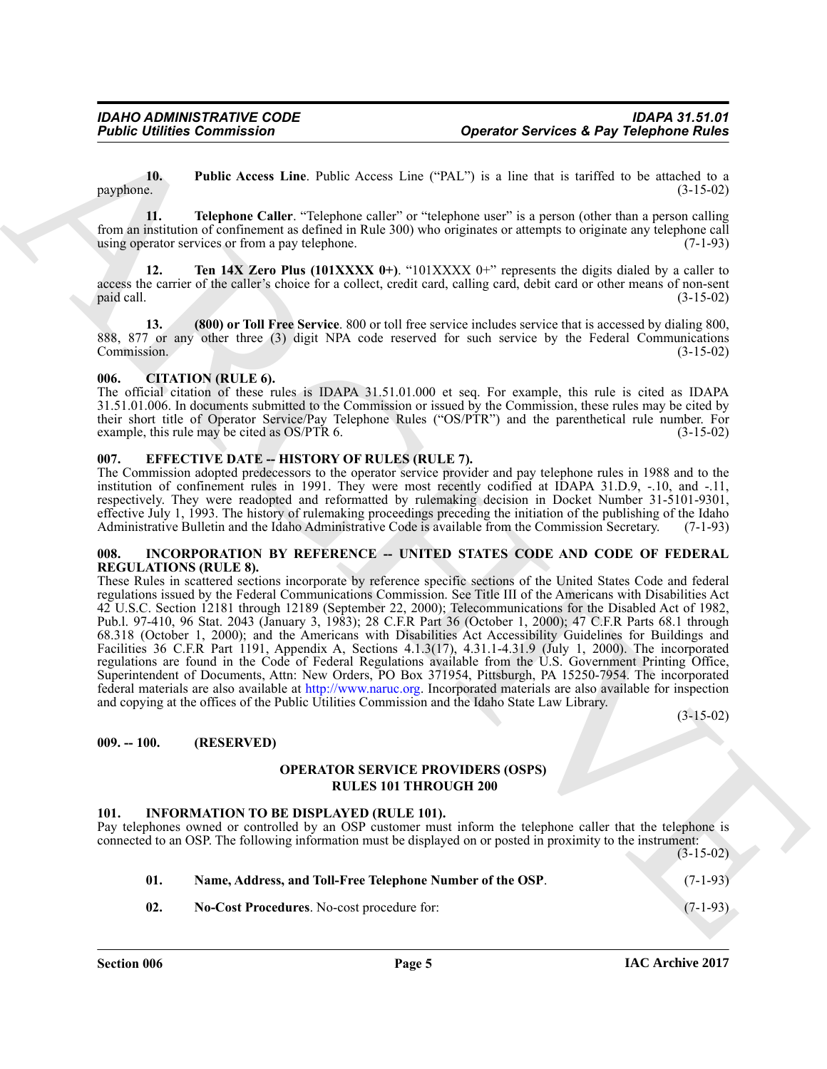**10. Public Access Line**. Public Access Line ("PAL") is a line that is tariffed to be attached to a payphone. (3-15-02)

**11. Telephone Caller**. "Telephone caller" or "telephone user" is a person (other than a person calling from an institution of confinement as defined in Rule 300) who originates or attempts to originate any telephone call using operator services or from a pay telephone. (7-1-93)

**12. Ten 14X Zero Plus (101XXXX 0+)**. "101XXXX 0+" represents the digits dialed by a caller to access the carrier of the caller's choice for a collect, credit card, calling card, debit card or other means of non-sent paid call. (3-15-02)

**13. (800) or Toll Free Service**. 800 or toll free service includes service that is accessed by dialing 800, 888, 877 or any other three (3) digit NPA code reserved for such service by the Federal Communications Commission. (3-15-02)

### 006. CITATION (RULE 6).

The official citation of these rules is IDAPA 31.51.01.000 et seq. For example, this rule is cited as IDAPA 31.51.01.006. In documents submitted to the Commission or issued by the Commission, these rules may be cited by their short title of Operator Service/Pay Telephone Rules ("OS/PTR") and the parenthetical rule number. For example, this rule may be cited as OS/PTR 6. (3-15-02)

### 007. EFFECTIVE DATE -- HISTORY OF RULES (RULE 7).

The Commission adopted predecessors to the operator service provider and pay telephone rules in 1988 and to the institution of confinement rules in 1991. They were most recently codified at IDAPA 31.D.9, -.10, and -.11, respectively. They were readopted and reformatted by rulemaking decision in Docket Number 31-5101-9301, effective July 1, 1993. The history of rulemaking proceedings preceding the initiation of the publishing of the Idaho Administrative Bulletin and the Idaho Administrative Code is available from the Commission Secretary. (7-1-93)

### 008. INCORPORATION BY REFERENCE -- UNITED STATES CODE AND CODE OF FEDERAL REGULATIONS (RULE 8).

These Rules in scattered sections incorporate by reference specific sections of the United States Code and federal regulations issued by the Federal Communications Commission. See Title III of the Americans with Disabilities Act 42 U.S.C. Section 12181 through 12189 (September 22, 2000); Telecommunications for the Disabled Act of 1982, Pub.l. 97-410, 96 Stat. 2043 (January 3, 1983); 28 C.F.R Part 36 (October 1, 2000); 47 C.F.R Parts 68.1 through 68.318 (October 1, 2000); and the Americans with Disabilities Act Accessibility Guidelines for Buildings and Facilities 36 C.F.R Part 1191, Appendix A, Sections 4.1.3(17), 4.31.1-4.31.9 (July 1, 2000). The incorporated regulations are found in the Code of Federal Regulations available from the U.S. Government Printing Office, Superintendent of Documents, Attn: New Orders, PO Box 371954, Pittsburgh, PA 15250-7954. The incorporated federal materials are also available at http://www.naruc.org. Incorporated materials are also available for inspection and copying at the offices of the Public Utilities Commission and the Idaho State Law Library. (3-15-02)

### 009. -- 100. (RESERVED)

## OPERATOR SERVICE PROVIDERS (OSPS) RULES 101 THROUGH 200

### 101. INFORMATION TO BE DISPLAYED (RULE 101).

Pay telephones owned or controlled by an OSP customer must inform the telephone caller that the telephone is connected to an OSP. The following information must be displayed on or posted in proximity to the instrument: (3-15-02)

**01. Name, Address, and Toll-Free Telephone Number of the OSP**. (7-1-93)

**02. No-Cost Procedures**. No-cost procedure for: (7-1-93)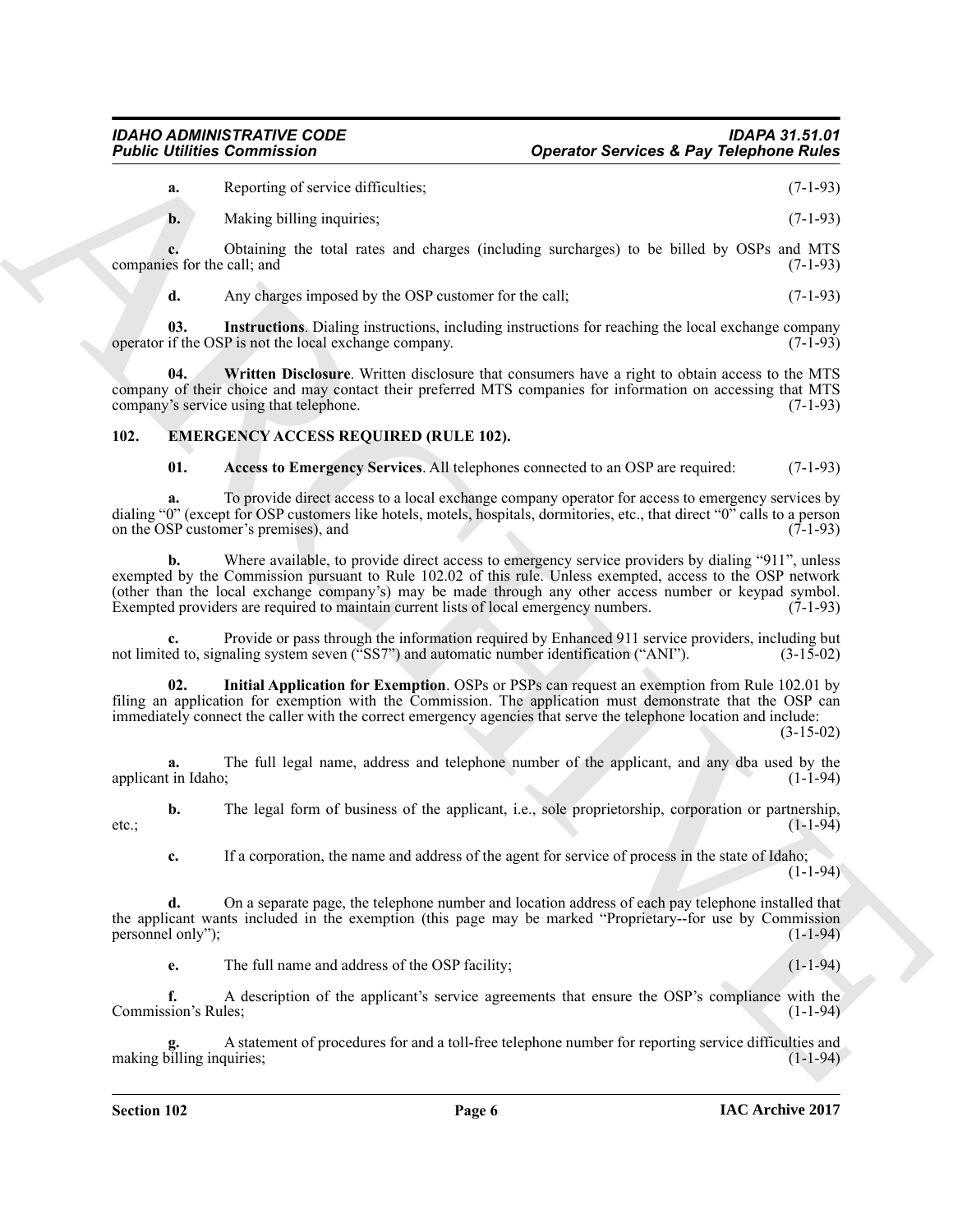**a.** Reporting of service difficulties; (7-1-93)

**b.** Making billing inquiries; (7-1-93)

**c.** Obtaining the total rates and charges (including surcharges) to be billed by OSPs and MTS companies for the call; and (7-1-93)

**d.** Any charges imposed by the OSP customer for the call; (7-1-93)

**03. Instructions**. Dialing instructions, including instructions for reaching the local exchange company operator if the OSP is not the local exchange company. (7-1-93)

**04. Written Disclosure**. Written disclosure that consumers have a right to obtain access to the MTS company of their choice and may contact their preferred MTS companies for information on accessing that MTS company's service using that telephone. (7-1-93)

## 102. EMERGENCY ACCESS REQUIRED (RULE 102).

**01. Access to Emergency Services**. All telephones connected to an OSP are required: (7-1-93)

**a.** To provide direct access to a local exchange company operator for access to emergency services by dialing "0" (except for OSP customers like hotels, motels, hospitals, dormitories, etc., that direct "0" calls to a person on the OSP customer's premises), and (7-1-93)

**b.** Where available, to provide direct access to emergency service providers by dialing "911", unless exempted by the Commission pursuant to Rule 102.02 of this rule. Unless exempted, access to the OSP network (other than the local exchange company's) may be made through any other access number or keypad symbol. Exempted providers are required to maintain current lists of local emergency numbers. (7-1-93)

**c.** Provide or pass through the information required by Enhanced 911 service providers, including but not limited to, signaling system seven ("SS7") and automatic number identification ("ANI"). (3-15-02)

**02. Initial Application for Exemption**. OSPs or PSPs can request an exemption from Rule 102.01 by filing an application for exemption with the Commission. The application must demonstrate that the OSP can immediately connect the caller with the correct emergency agencies that serve the telephone location and include: (3-15-02)

**a.** The full legal name, address and telephone number of the applicant, and any dba used by the applicant in Idaho; (1-1-94)

**b.** The legal form of business of the applicant, i.e., sole proprietorship, corporation or partnership, etc.; (1-1-94)

**c.** If a corporation, the name and address of the agent for service of process in the state of Idaho; (1-1-94)

**d.** On a separate page, the telephone number and location address of each pay telephone installed that the applicant wants included in the exemption (this page may be marked "Proprietary--for use by Commission personnel only"); (1-1-94)

**e.** The full name and address of the OSP facility; (1-1-94)

**f.** A description of the applicant's service agreements that ensure the OSP's compliance with the Commission's Rules; (1-1-94)

**g.** A statement of procedures for and a toll-free telephone number for reporting service difficulties and making billing inquiries; (1-1-94)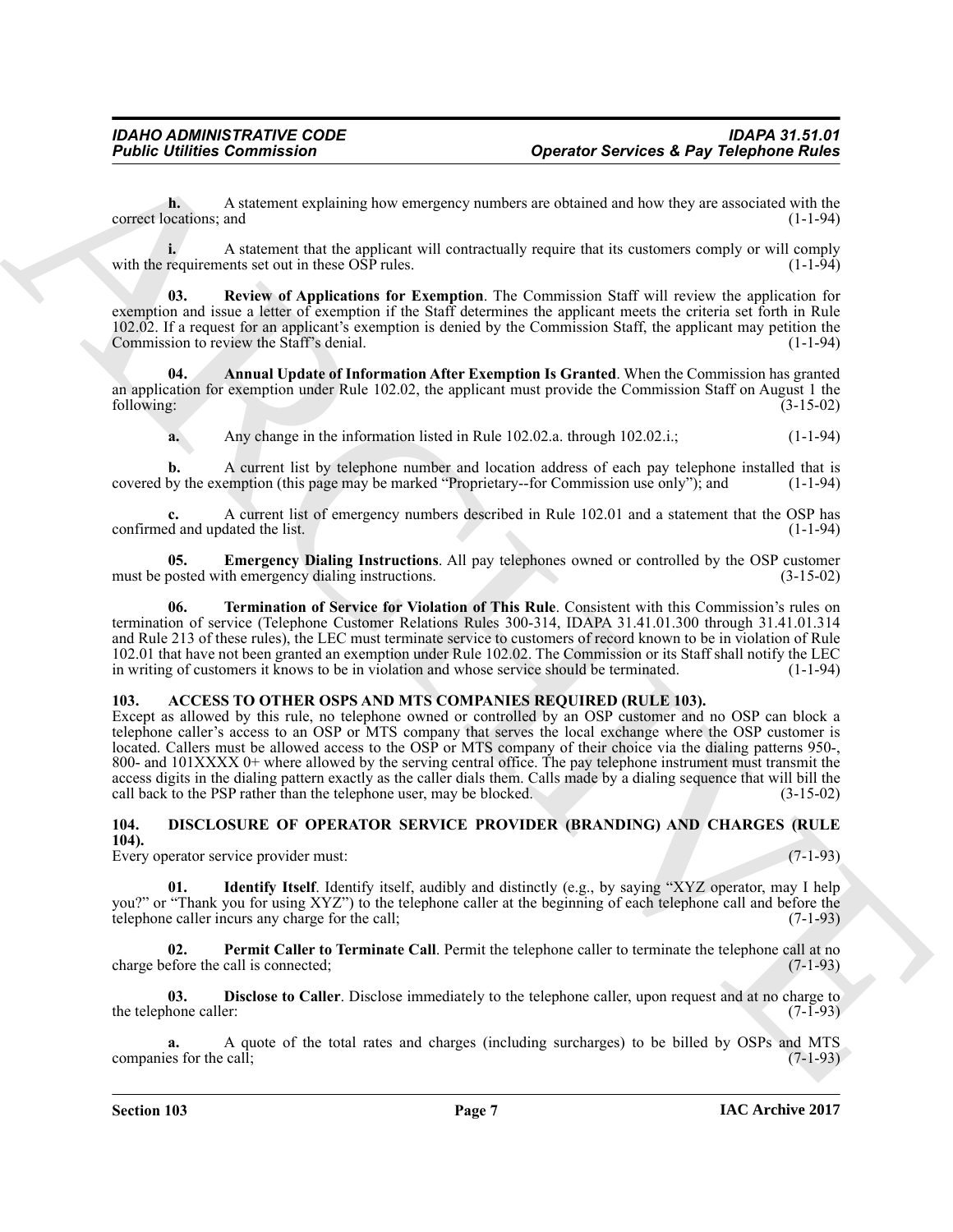**h.** A statement explaining how emergency numbers are obtained and how they are associated with the correct locations; and (1-1-94)

**i.** A statement that the applicant will contractually require that its customers comply or will comply with the requirements set out in these OSP rules. (1-1-94)

**03. Review of Applications for Exemption**. The Commission Staff will review the application for exemption and issue a letter of exemption if the Staff determines the applicant meets the criteria set forth in Rule 102.02. If a request for an applicant's exemption is denied by the Commission Staff, the applicant may petition the Commission to review the Staff's denial. (1-1-94)

**04. Annual Update of Information After Exemption Is Granted**. When the Commission has granted an application for exemption under Rule 102.02, the applicant must provide the Commission Staff on August 1 the following: (3-15-02)

**a.** Any change in the information listed in Rule 102.02.a. through 102.02.i.; (1-1-94)

**b.** A current list by telephone number and location address of each pay telephone installed that is covered by the exemption (this page may be marked "Proprietary--for Commission use only"); and (1-1-94)

**c.** A current list of emergency numbers described in Rule 102.01 and a statement that the OSP has confirmed and updated the list. (1-1-94)

**05. Emergency Dialing Instructions**. All pay telephones owned or controlled by the OSP customer must be posted with emergency dialing instructions. (3-15-02)

**06. Termination of Service for Violation of This Rule**. Consistent with this Commission's rules on termination of service (Telephone Customer Relations Rules 300-314, IDAPA 31.41.01.300 through 31.41.01.314 and Rule 213 of these rules), the LEC must terminate service to customers of record known to be in violation of Rule 102.01 that have not been granted an exemption under Rule 102.02. The Commission or its Staff shall notify the LEC in writing of customers it knows to be in violation and whose service should be terminated. (1-1-94)

## 103. ACCESS TO OTHER OSPS AND MTS COMPANIES REQUIRED (RULE 103).

Except as allowed by this rule, no telephone owned or controlled by an OSP customer and no OSP can block a telephone caller's access to an OSP or MTS company that serves the local exchange where the OSP customer is located. Callers must be allowed access to the OSP or MTS company of their choice via the dialing patterns 950-, 800- and 101XXXX 0+ where allowed by the serving central office. The pay telephone instrument must transmit the access digits in the dialing pattern exactly as the caller dials them. Calls made by a dialing sequence that will bill the call back to the PSP rather than the telephone user, may be blocked. (3-15-02)

## 104. DISCLOSURE OF OPERATOR SERVICE PROVIDER (BRANDING) AND CHARGES (RULE 104).

Every operator service provider must: (7-1-93)

**01. Identify Itself**. Identify itself, audibly and distinctly (e.g., by saying "XYZ operator, may I help you?" or "Thank you for using XYZ") to the telephone caller at the beginning of each telephone call and before the telephone caller incurs any charge for the call; (7-1-93)

**02. Permit Caller to Terminate Call**. Permit the telephone caller to terminate the telephone call at no charge before the call is connected; (7-1-93)

**03. Disclose to Caller**. Disclose immediately to the telephone caller, upon request and at no charge to the telephone caller: (7-1-93)

**a.** A quote of the total rates and charges (including surcharges) to be billed by OSPs and MTS companies for the call; (7-1-93)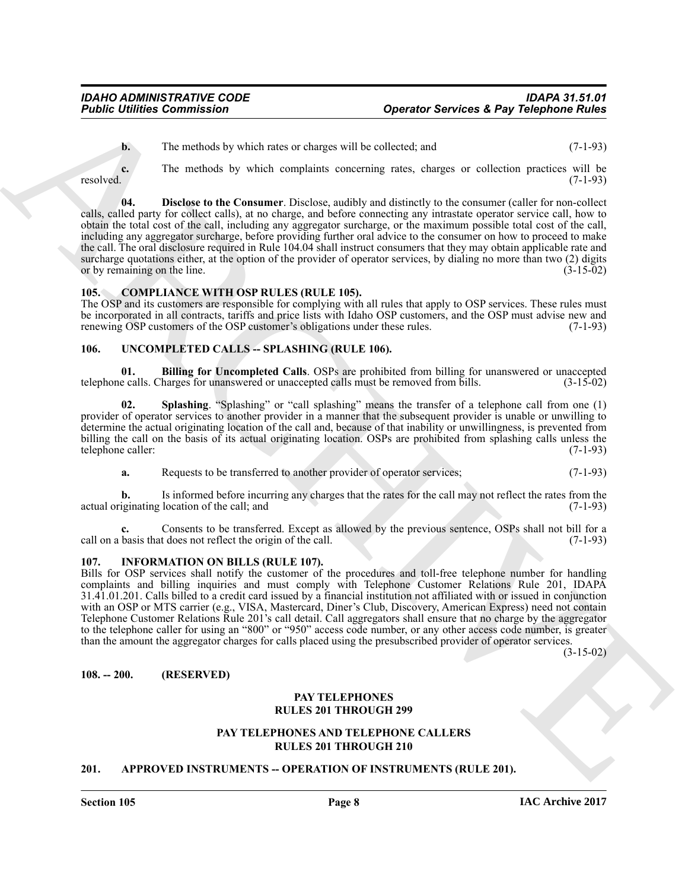**b.** The methods by which rates or charges will be collected; and (7-1-93)

**c.** The methods by which complaints concerning rates, charges or collection practices will be resolved. (7-1-93)

**04. Disclose to the Consumer**. Disclose, audibly and distinctly to the consumer (caller for non-collect calls, called party for collect calls), at no charge, and before connecting any intrastate operator service call, how to obtain the total cost of the call, including any aggregator surcharge, or the maximum possible total cost of the call, including any aggregator surcharge, before providing further oral advice to the consumer on how to proceed to make the call. The oral disclosure required in Rule 104.04 shall instruct consumers that they may obtain applicable rate and surcharge quotations either, at the option of the provider of operator services, by dialing no more than two (2) digits or by remaining on the line. (3-15-02)

## 105. COMPLIANCE WITH OSP RULES (RULE 105).

The OSP and its customers are responsible for complying with all rules that apply to OSP services. These rules must be incorporated in all contracts, tariffs and price lists with Idaho OSP customers, and the OSP must advise new and renewing OSP customers of the OSP customer's obligations under these rules. (7-1-93)

## 106. UNCOMPLETED CALLS -- SPLASHING (RULE 106).

**01. Billing for Uncompleted Calls**. OSPs are prohibited from billing for unanswered or unaccepted telephone calls. Charges for unanswered or unaccepted calls must be removed from bills. (3-15-02)

**02. Splashing**. "Splashing" or "call splashing" means the transfer of a telephone call from one (1) provider of operator services to another provider in a manner that the subsequent provider is unable or unwilling to determine the actual originating location of the call and, because of that inability or unwillingness, is prevented from billing the call on the basis of its actual originating location. OSPs are prohibited from splashing calls unless the telephone caller: (7-1-93)

**a.** Requests to be transferred to another provider of operator services; (7-1-93)

**b.** Is informed before incurring any charges that the rates for the call may not reflect the rates from the actual originating location of the call; and (7-1-93)

**c.** Consents to be transferred. Except as allowed by the previous sentence, OSPs shall not bill for a call on a basis that does not reflect the origin of the call. (7-1-93)

## 107. INFORMATION ON BILLS (RULE 107).

Bills for OSP services shall notify the customer of the procedures and toll-free telephone number for handling complaints and billing inquiries and must comply with Telephone Customer Relations Rule 201, IDAPA 31.41.01.201. Calls billed to a credit card issued by a financial institution not affiliated with or issued in conjunction with an OSP or MTS carrier (e.g., VISA, Mastercard, Diner's Club, Discovery, American Express) need not contain Telephone Customer Relations Rule 201's call detail. Call aggregators shall ensure that no charge by the aggregator to the telephone caller for using an "800" or "950" access code number, or any other access code number, is greater than the amount the aggregator charges for calls placed using the presubscribed provider of operator services. (3-15-02)

## 108. -- 200. (RESERVED)

## PAY TELEPHONES RULES 201 THROUGH 299

## PAY TELEPHONES AND TELEPHONE CALLERS RULES 201 THROUGH 210

## 201. APPROVED INSTRUMENTS -- OPERATION OF INSTRUMENTS (RULE 201).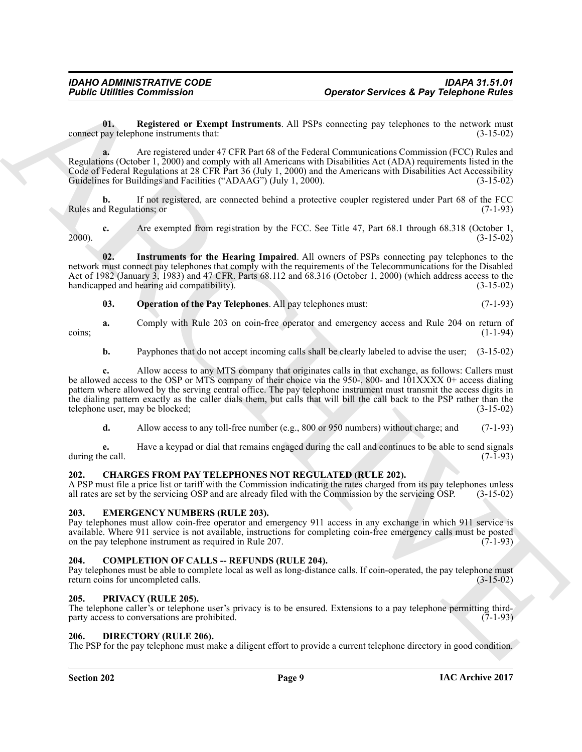**01. Registered or Exempt Instruments**. All PSPs connecting pay telephones to the network must connect pay telephone instruments that: (3-15-02)

**a.** Are registered under 47 CFR Part 68 of the Federal Communications Commission (FCC) Rules and Regulations (October 1, 2000) and comply with all Americans with Disabilities Act (ADA) requirements listed in the Code of Federal Regulations at 28 CFR Part 36 (July 1, 2000) and the Americans with Disabilities Act Accessibility Guidelines for Buildings and Facilities ("ADAAG") (July 1, 2000). (3-15-02)

**b.** If not registered, are connected behind a protective coupler registered under Part 68 of the FCC Rules and Regulations; or (7-1-93)

**c.** Are exempted from registration by the FCC. See Title 47, Part 68.1 through 68.318 (October 1, 2000). (3-15-02)

**02. Instruments for the Hearing Impaired**. All owners of PSPs connecting pay telephones to the network must connect pay telephones that comply with the requirements of the Telecommunications for the Disabled Act of 1982 (January 3, 1983) and 47 CFR. Parts 68.112 and 68.316 (October 1, 2000) (which address access to the handicapped and hearing aid compatibility). (3-15-02)

**03. Operation of the Pay Telephones**. All pay telephones must: (7-1-93)

**a.** Comply with Rule 203 on coin-free operator and emergency access and Rule 204 on return of coins; (1-1-94)

**b.** Payphones that do not accept incoming calls shall be clearly labeled to advise the user; (3-15-02)

**c.** Allow access to any MTS company that originates calls in that exchange, as follows: Callers must be allowed access to the OSP or MTS company of their choice via the 950-, 800- and 101XXXX 0+ access dialing pattern where allowed by the serving central office. The pay telephone instrument must transmit the access digits in the dialing pattern exactly as the caller dials them, but calls that will bill the call back to the PSP rather than the telephone user, may be blocked; (3-15-02)

**d.** Allow access to any toll-free number (e.g., 800 or 950 numbers) without charge; and (7-1-93)

**e.** Have a keypad or dial that remains engaged during the call and continues to be able to send signals during the call. (7-1-93)

## 202. CHARGES FROM PAY TELEPHONES NOT REGULATED (RULE 202).

A PSP must file a price list or tariff with the Commission indicating the rates charged from its pay telephones unless all rates are set by the servicing OSP and are already filed with the Commission by the servicing OSP. (3-15-02)

## 203. EMERGENCY NUMBERS (RULE 203).

Pay telephones must allow coin-free operator and emergency 911 access in any exchange in which 911 service is available. Where 911 service is not available, instructions for completing coin-free emergency calls must be posted on the pay telephone instrument as required in Rule 207. (7-1-93)

## 204. COMPLETION OF CALLS -- REFUNDS (RULE 204).

Pay telephones must be able to complete local as well as long-distance calls. If coin-operated, the pay telephone must return coins for uncompleted calls. (3-15-02)

## 205. PRIVACY (RULE 205).

The telephone caller's or telephone user's privacy is to be ensured. Extensions to a pay telephone permitting third-party access to conversations are prohibited. (7-1-93)

## 206. DIRECTORY (RULE 206).

The PSP for the pay telephone must make a diligent effort to provide a current telephone directory in good condition.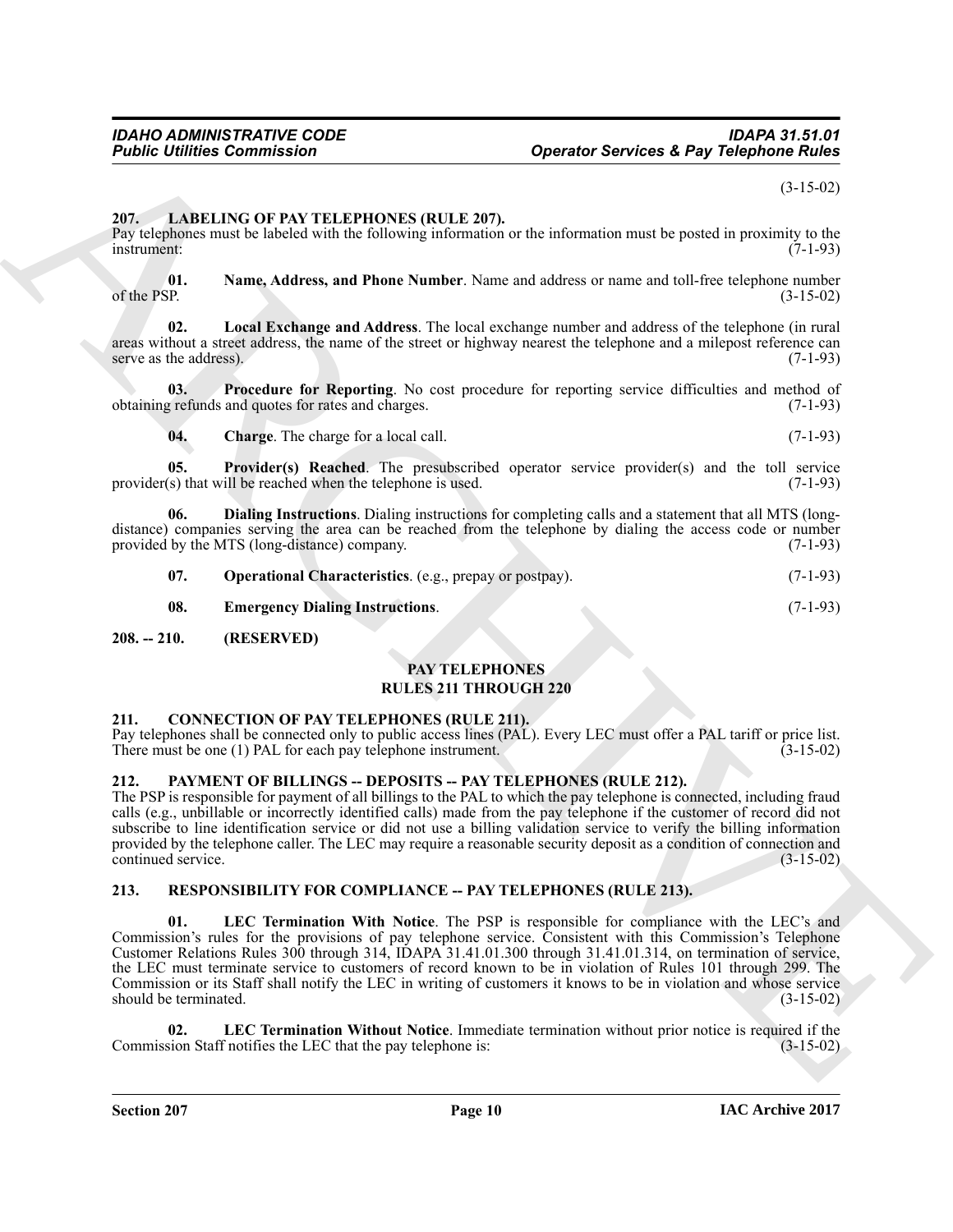(3-15-02)

## 207. LABELING OF PAY TELEPHONES (RULE 207).

Pay telephones must be labeled with the following information or the information must be posted in proximity to the instrument: (7-1-93)

**01. Name, Address, and Phone Number**. Name and address or name and toll-free telephone number of the PSP. (3-15-02)

**02. Local Exchange and Address**. The local exchange number and address of the telephone (in rural areas without a street address, the name of the street or highway nearest the telephone and a milepost reference can serve as the address). (7-1-93)

**03. Procedure for Reporting**. No cost procedure for reporting service difficulties and method of obtaining refunds and quotes for rates and charges. (7-1-93)

**04. Charge**. The charge for a local call. (7-1-93)

**05. Provider(s) Reached**. The presubscribed operator service provider(s) and the toll service provider(s) that will be reached when the telephone is used. (7-1-93)

**06. Dialing Instructions**. Dialing instructions for completing calls and a statement that all MTS (long-distance) companies serving the area can be reached from the telephone by dialing the access code or number provided by the MTS (long-distance) company. (7-1-93)

**07. Operational Characteristics**. (e.g., prepay or postpay). (7-1-93)

**08. Emergency Dialing Instructions**. (7-1-93)

## 208. -- 210. (RESERVED)

## PAY TELEPHONES
## RULES 211 THROUGH 220

## 211. CONNECTION OF PAY TELEPHONES (RULE 211).

Pay telephones shall be connected only to public access lines (PAL). Every LEC must offer a PAL tariff or price list. There must be one (1) PAL for each pay telephone instrument. (3-15-02)

## 212. PAYMENT OF BILLINGS -- DEPOSITS -- PAY TELEPHONES (RULE 212).

The PSP is responsible for payment of all billings to the PAL to which the pay telephone is connected, including fraud calls (e.g., unbillable or incorrectly identified calls) made from the pay telephone if the customer of record did not subscribe to line identification service or did not use a billing validation service to verify the billing information provided by the telephone caller. The LEC may require a reasonable security deposit as a condition of connection and continued service. (3-15-02)

## 213. RESPONSIBILITY FOR COMPLIANCE -- PAY TELEPHONES (RULE 213).

**01. LEC Termination With Notice**. The PSP is responsible for compliance with the LEC's and Commission's rules for the provisions of pay telephone service. Consistent with this Commission's Telephone Customer Relations Rules 300 through 314, IDAPA 31.41.01.300 through 31.41.01.314, on termination of service, the LEC must terminate service to customers of record known to be in violation of Rules 101 through 299. The Commission or its Staff shall notify the LEC in writing of customers it knows to be in violation and whose service should be terminated. (3-15-02)

**02. LEC Termination Without Notice**. Immediate termination without prior notice is required if the Commission Staff notifies the LEC that the pay telephone is: (3-15-02)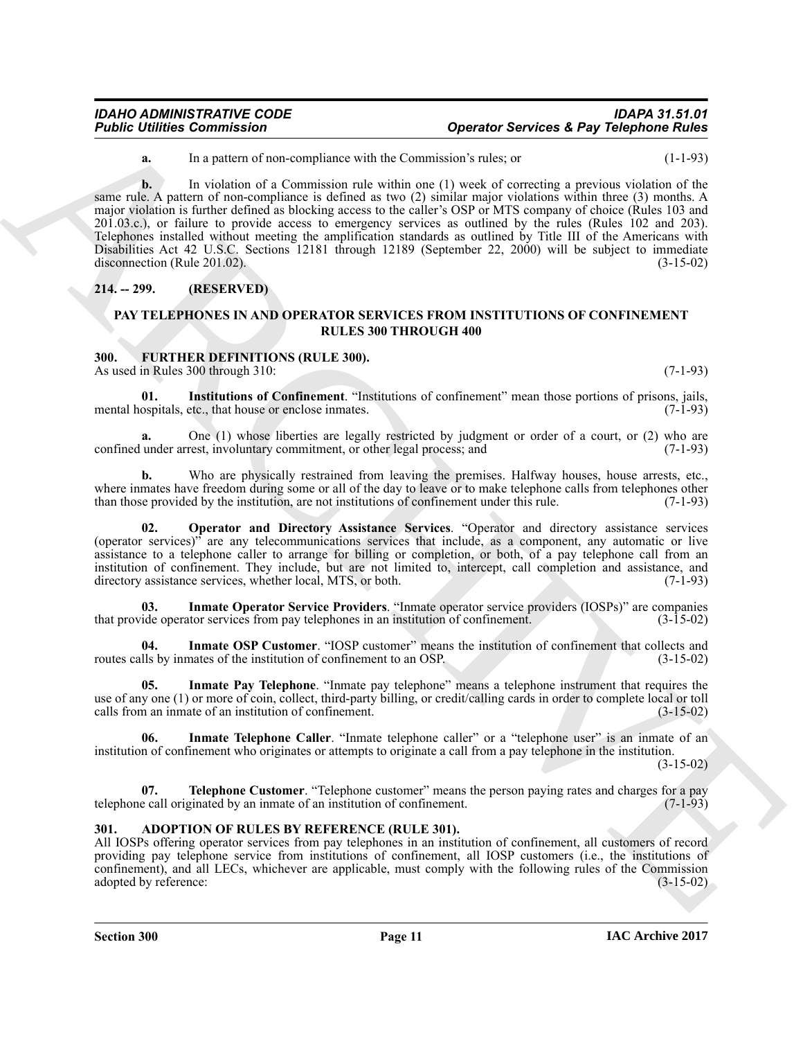**a.** In a pattern of non-compliance with the Commission's rules; or (1-1-93)

**b.** In violation of a Commission rule within one (1) week of correcting a previous violation of the same rule. A pattern of non-compliance is defined as two (2) similar major violations within three (3) months. A major violation is further defined as blocking access to the caller's OSP or MTS company of choice (Rules 103 and 201.03.c.), or failure to provide access to emergency services as outlined by the rules (Rules 102 and 203). Telephones installed without meeting the amplification standards as outlined by Title III of the Americans with Disabilities Act 42 U.S.C. Sections 12181 through 12189 (September 22, 2000) will be subject to immediate disconnection (Rule 201.02). (3-15-02)

## 214. -- 299. (RESERVED)

## PAY TELEPHONES IN AND OPERATOR SERVICES FROM INSTITUTIONS OF CONFINEMENT RULES 300 THROUGH 400

## 300. FURTHER DEFINITIONS (RULE 300).

As used in Rules 300 through 310: (7-1-93)

**01. Institutions of Confinement**. "Institutions of confinement" mean those portions of prisons, jails, mental hospitals, etc., that house or enclose inmates. (7-1-93)

**a.** One (1) whose liberties are legally restricted by judgment or order of a court, or (2) who are confined under arrest, involuntary commitment, or other legal process; and (7-1-93)

**b.** Who are physically restrained from leaving the premises. Halfway houses, house arrests, etc., where inmates have freedom during some or all of the day to leave or to make telephone calls from telephones other than those provided by the institution, are not institutions of confinement under this rule. (7-1-93)

**02. Operator and Directory Assistance Services**. "Operator and directory assistance services (operator services)" are any telecommunications services that include, as a component, any automatic or live assistance to a telephone caller to arrange for billing or completion, or both, of a pay telephone call from an institution of confinement. They include, but are not limited to, intercept, call completion and assistance, and directory assistance services, whether local, MTS, or both. (7-1-93)

**03. Inmate Operator Service Providers**. "Inmate operator service providers (IOSPs)" are companies that provide operator services from pay telephones in an institution of confinement. (3-15-02)

**04. Inmate OSP Customer**. "IOSP customer" means the institution of confinement that collects and routes calls by inmates of the institution of confinement to an OSP. (3-15-02)

**05. Inmate Pay Telephone**. "Inmate pay telephone" means a telephone instrument that requires the use of any one (1) or more of coin, collect, third-party billing, or credit/calling cards in order to complete local or toll calls from an inmate of an institution of confinement. (3-15-02)

**06. Inmate Telephone Caller**. "Inmate telephone caller" or a "telephone user" is an inmate of an institution of confinement who originates or attempts to originate a call from a pay telephone in the institution. (3-15-02)

**07. Telephone Customer**. "Telephone customer" means the person paying rates and charges for a pay telephone call originated by an inmate of an institution of confinement. (7-1-93)

## 301. ADOPTION OF RULES BY REFERENCE (RULE 301).

All IOSPs offering operator services from pay telephones in an institution of confinement, all customers of record providing pay telephone service from institutions of confinement, all IOSP customers (i.e., the institutions of confinement), and all LECs, whichever are applicable, must comply with the following rules of the Commission adopted by reference: (3-15-02)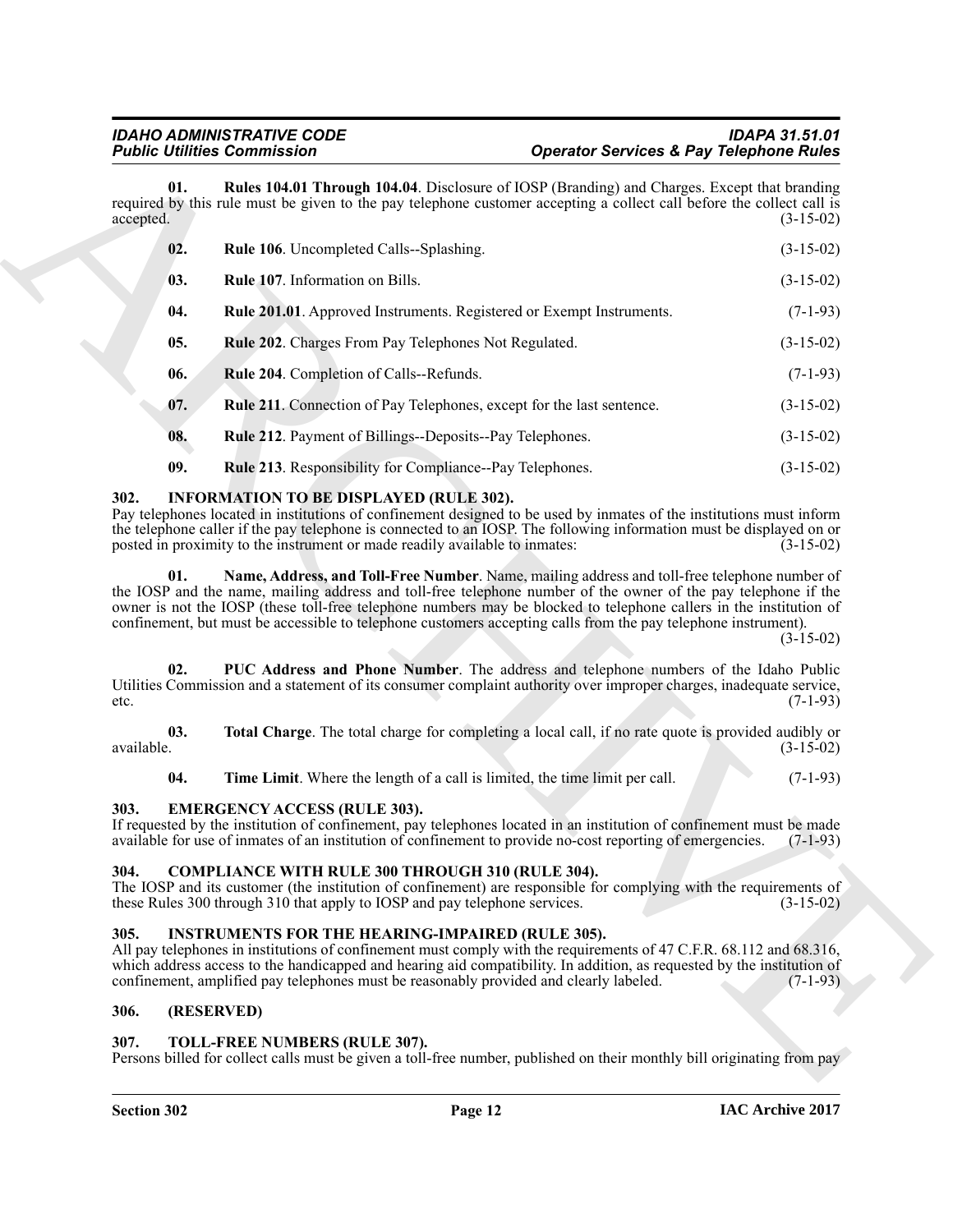**01. Rules 104.01 Through 104.04**. Disclosure of IOSP (Branding) and Charges. Except that branding required by this rule must be given to the pay telephone customer accepting a collect call before the collect call is accepted. (3-15-02)

**02. Rule 106**. Uncompleted Calls--Splashing. (3-15-02)

**03. Rule 107**. Information on Bills. (3-15-02)

**04. Rule 201.01**. Approved Instruments. Registered or Exempt Instruments. (7-1-93)

**05. Rule 202**. Charges From Pay Telephones Not Regulated. (3-15-02)

**06. Rule 204**. Completion of Calls--Refunds. (7-1-93)

**07. Rule 211**. Connection of Pay Telephones, except for the last sentence. (3-15-02)

**08. Rule 212**. Payment of Billings--Deposits--Pay Telephones. (3-15-02)

**09. Rule 213**. Responsibility for Compliance--Pay Telephones. (3-15-02)

## 302. INFORMATION TO BE DISPLAYED (RULE 302).

Pay telephones located in institutions of confinement designed to be used by inmates of the institutions must inform the telephone caller if the pay telephone is connected to an IOSP. The following information must be displayed on or posted in proximity to the instrument or made readily available to inmates: (3-15-02)

**01. Name, Address, and Toll-Free Number**. Name, mailing address and toll-free telephone number of the IOSP and the name, mailing address and toll-free telephone number of the owner of the pay telephone if the owner is not the IOSP (these toll-free telephone numbers may be blocked to telephone callers in the institution of confinement, but must be accessible to telephone customers accepting calls from the pay telephone instrument). (3-15-02)

**02. PUC Address and Phone Number**. The address and telephone numbers of the Idaho Public Utilities Commission and a statement of its consumer complaint authority over improper charges, inadequate service, etc. (7-1-93)

**03. Total Charge**. The total charge for completing a local call, if no rate quote is provided audibly or available. (3-15-02)

**04. Time Limit**. Where the length of a call is limited, the time limit per call. (7-1-93)

## 303. EMERGENCY ACCESS (RULE 303).

If requested by the institution of confinement, pay telephones located in an institution of confinement must be made available for use of inmates of an institution of confinement to provide no-cost reporting of emergencies. (7-1-93)

## 304. COMPLIANCE WITH RULE 300 THROUGH 310 (RULE 304).

The IOSP and its customer (the institution of confinement) are responsible for complying with the requirements of these Rules 300 through 310 that apply to IOSP and pay telephone services. (3-15-02)

## 305. INSTRUMENTS FOR THE HEARING-IMPAIRED (RULE 305).

All pay telephones in institutions of confinement must comply with the requirements of 47 C.F.R. 68.112 and 68.316, which address access to the handicapped and hearing aid compatibility. In addition, as requested by the institution of confinement, amplified pay telephones must be reasonably provided and clearly labeled. (7-1-93)

## 306. (RESERVED)

## 307. TOLL-FREE NUMBERS (RULE 307).

Persons billed for collect calls must be given a toll-free number, published on their monthly bill originating from pay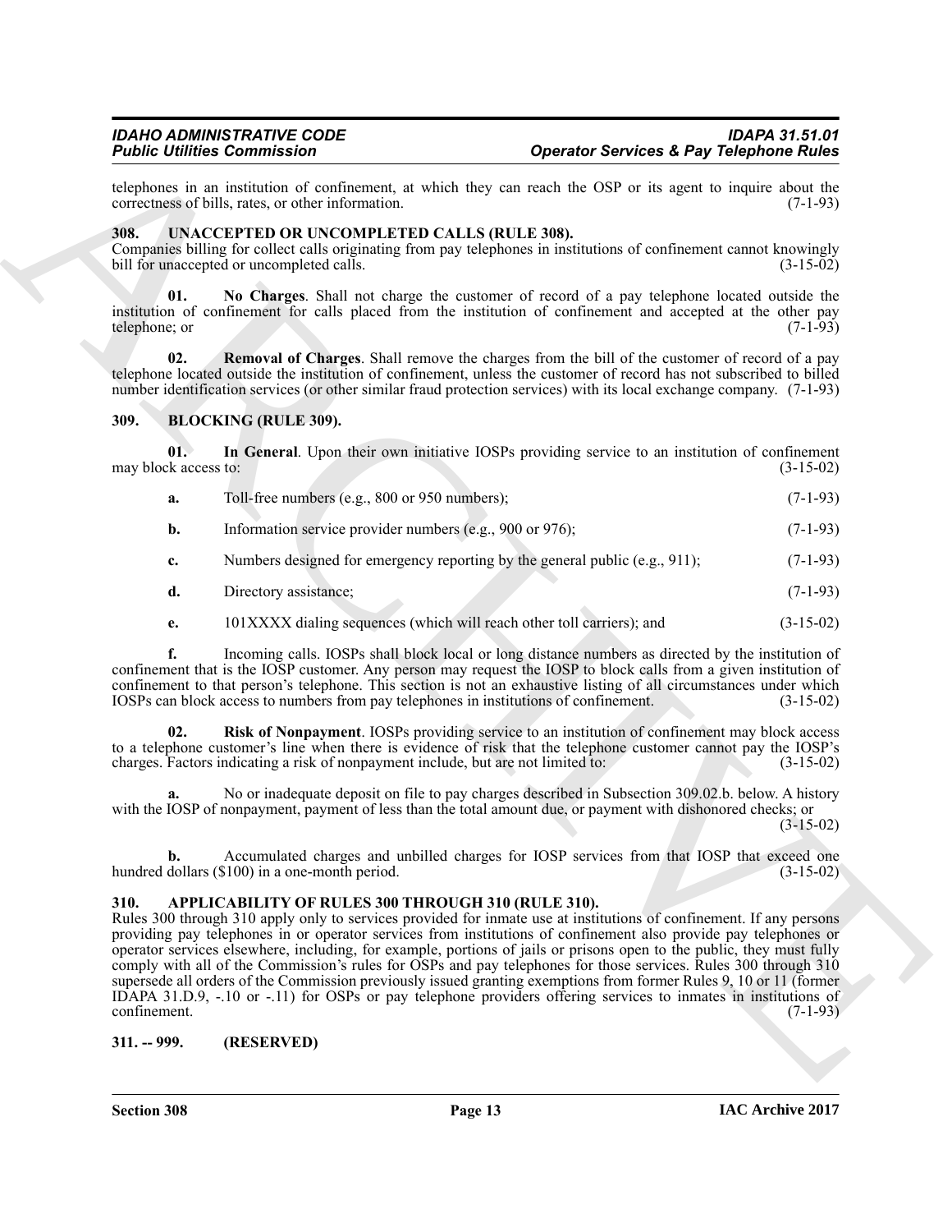telephones in an institution of confinement, at which they can reach the OSP or its agent to inquire about the correctness of bills, rates, or other information. (7-1-93)

### 308. UNACCEPTED OR UNCOMPLETED CALLS (RULE 308).

Companies billing for collect calls originating from pay telephones in institutions of confinement cannot knowingly bill for unaccepted or uncompleted calls. (3-15-02)

**01. No Charges**. Shall not charge the customer of record of a pay telephone located outside the institution of confinement for calls placed from the institution of confinement and accepted at the other pay telephone; or (7-1-93)

**02. Removal of Charges**. Shall remove the charges from the bill of the customer of record of a pay telephone located outside the institution of confinement, unless the customer of record has not subscribed to billed number identification services (or other similar fraud protection services) with its local exchange company. (7-1-93)

### 309. BLOCKING (RULE 309).

**01. In General**. Upon their own initiative IOSPs providing service to an institution of confinement may block access to: (3-15-02)

**a.** Toll-free numbers (e.g., 800 or 950 numbers); (7-1-93)

**b.** Information service provider numbers (e.g., 900 or 976); (7-1-93)

**c.** Numbers designed for emergency reporting by the general public (e.g., 911); (7-1-93)

**d.** Directory assistance; (7-1-93)

**e.** 101XXXX dialing sequences (which will reach other toll carriers); and (3-15-02)

**f.** Incoming calls. IOSPs shall block local or long distance numbers as directed by the institution of confinement that is the IOSP customer. Any person may request the IOSP to block calls from a given institution of confinement to that person's telephone. This section is not an exhaustive listing of all circumstances under which IOSPs can block access to numbers from pay telephones in institutions of confinement. (3-15-02)

**02. Risk of Nonpayment**. IOSPs providing service to an institution of confinement may block access to a telephone customer's line when there is evidence of risk that the telephone customer cannot pay the IOSP's charges. Factors indicating a risk of nonpayment include, but are not limited to: (3-15-02)

**a.** No or inadequate deposit on file to pay charges described in Subsection 309.02.b. below. A history with the IOSP of nonpayment, payment of less than the total amount due, or payment with dishonored checks; or (3-15-02)

**b.** Accumulated charges and unbilled charges for IOSP services from that IOSP that exceed one hundred dollars ($100) in a one-month period. (3-15-02)

### 310. APPLICABILITY OF RULES 300 THROUGH 310 (RULE 310).

Rules 300 through 310 apply only to services provided for inmate use at institutions of confinement. If any persons providing pay telephones in or operator services from institutions of confinement also provide pay telephones or operator services elsewhere, including, for example, portions of jails or prisons open to the public, they must fully comply with all of the Commission's rules for OSPs and pay telephones for those services. Rules 300 through 310 supersede all orders of the Commission previously issued granting exemptions from former Rules 9, 10 or 11 (former IDAPA 31.D.9, -.10 or -.11) for OSPs or pay telephone providers offering services to inmates in institutions of confinement. (7-1-93)

### 311. -- 999. (RESERVED)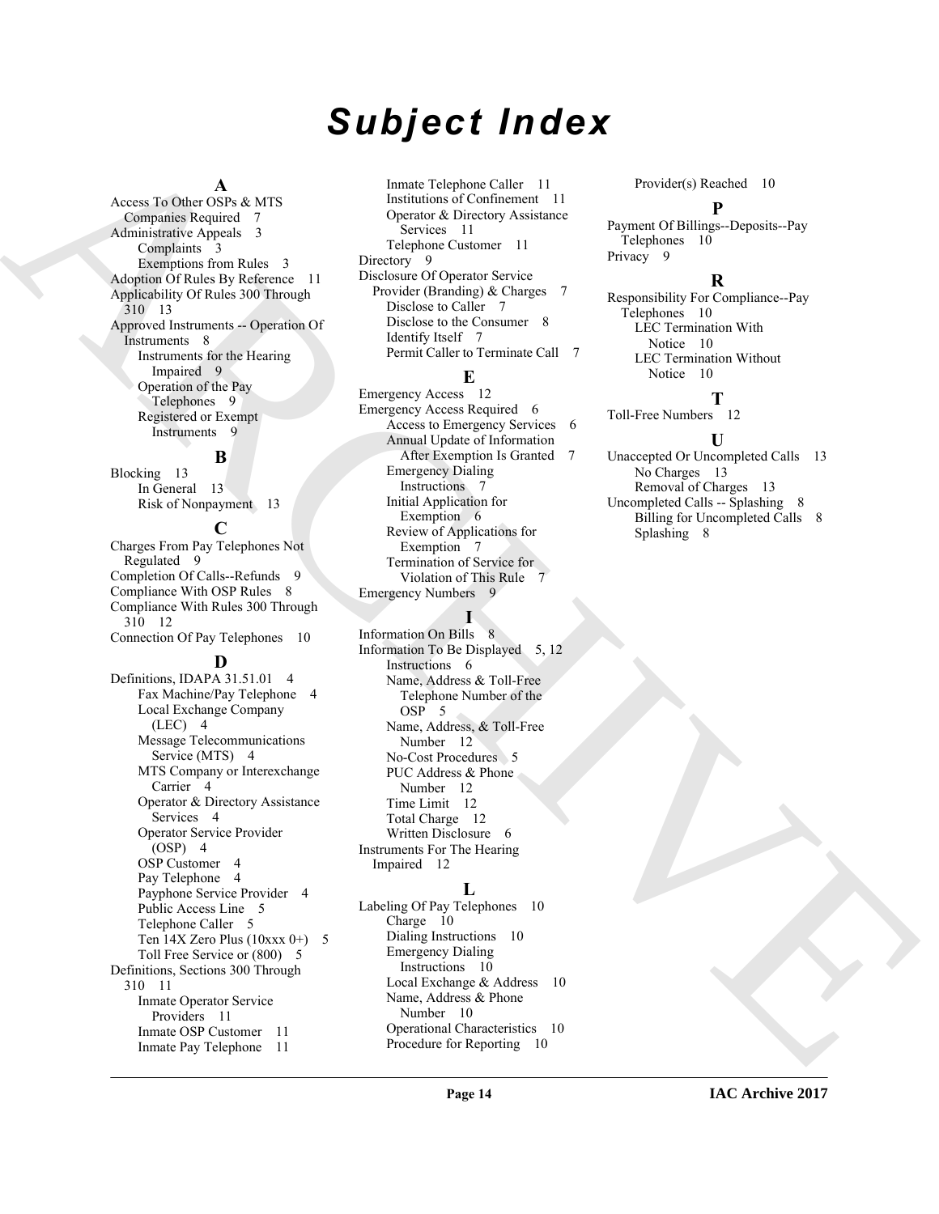# Subject Index

**A**

Access To Other OSPs & MTS Companies Required 7
Administrative Appeals 3
- Complaints 3
- Exemptions from Rules 3

Adoption Of Rules By Reference 11
Applicability Of Rules 300 Through 310 13
Approved Instruments -- Operation Of Instruments 8
- Instruments for the Hearing Impaired 9
- Operation of the Pay Telephones 9
- Registered or Exempt Instruments 9

**B**

Blocking 13
- In General 13
- Risk of Nonpayment 13

**C**

Charges From Pay Telephones Not Regulated 9
Completion Of Calls--Refunds 9
Compliance With OSP Rules 8
Compliance With Rules 300 Through 310 12
Connection Of Pay Telephones 10

**D**

Definitions, IDAPA 31.51.01 4
- Fax Machine/Pay Telephone 4
- Local Exchange Company (LEC) 4
- Message Telecommunications Service (MTS) 4
- MTS Company or Interexchange Carrier 4
- Operator & Directory Assistance Services 4
- Operator Service Provider (OSP) 4
- OSP Customer 4
- Pay Telephone 4
- Payphone Service Provider 4
- Public Access Line 5
- Telephone Caller 5
- Ten 14X Zero Plus (10xxx 0+) 5
- Toll Free Service or (800) 5

Definitions, Sections 300 Through 310 11
- Inmate Operator Service Providers 11
- Inmate OSP Customer 11
- Inmate Pay Telephone 11
- Inmate Telephone Caller 11
- Institutions of Confinement 11
- Operator & Directory Assistance Services 11
- Telephone Customer 11

Directory 9
Disclosure Of Operator Service Provider (Branding) & Charges 7
- Disclose to Caller 7
- Disclose to the Consumer 8
- Identify Itself 7
- Permit Caller to Terminate Call 7

**E**

Emergency Access 12
Emergency Access Required 6
- Access to Emergency Services 6
- Annual Update of Information After Exemption Is Granted 7
- Emergency Dialing Instructions 7
- Initial Application for Exemption 6
- Review of Applications for Exemption 7
- Termination of Service for Violation of This Rule 7

Emergency Numbers 9

**I**

Information On Bills 8
Information To Be Displayed 5, 12
- Instructions 6
- Name, Address & Toll-Free Telephone Number of the OSP 5
- Name, Address, & Toll-Free Number 12
- No-Cost Procedures 5
- PUC Address & Phone Number 12
- Time Limit 12
- Total Charge 12
- Written Disclosure 6

Instruments For The Hearing Impaired 12

**L**

Labeling Of Pay Telephones 10
- Charge 10
- Dialing Instructions 10
- Emergency Dialing Instructions 10
- Local Exchange & Address 10
- Name, Address & Phone Number 10
- Operational Characteristics 10
- Procedure for Reporting 10
- Provider(s) Reached 10

**P**

Payment Of Billings--Deposits--Pay Telephones 10
Privacy 9

**R**

Responsibility For Compliance--Pay Telephones 10
- LEC Termination With Notice 10
- LEC Termination Without Notice 10

**T**

Toll-Free Numbers 12

**U**

Unaccepted Or Uncompleted Calls 13
- No Charges 13
- Removal of Charges 13

Uncompleted Calls -- Splashing 8
- Billing for Uncompleted Calls 8
- Splashing 8